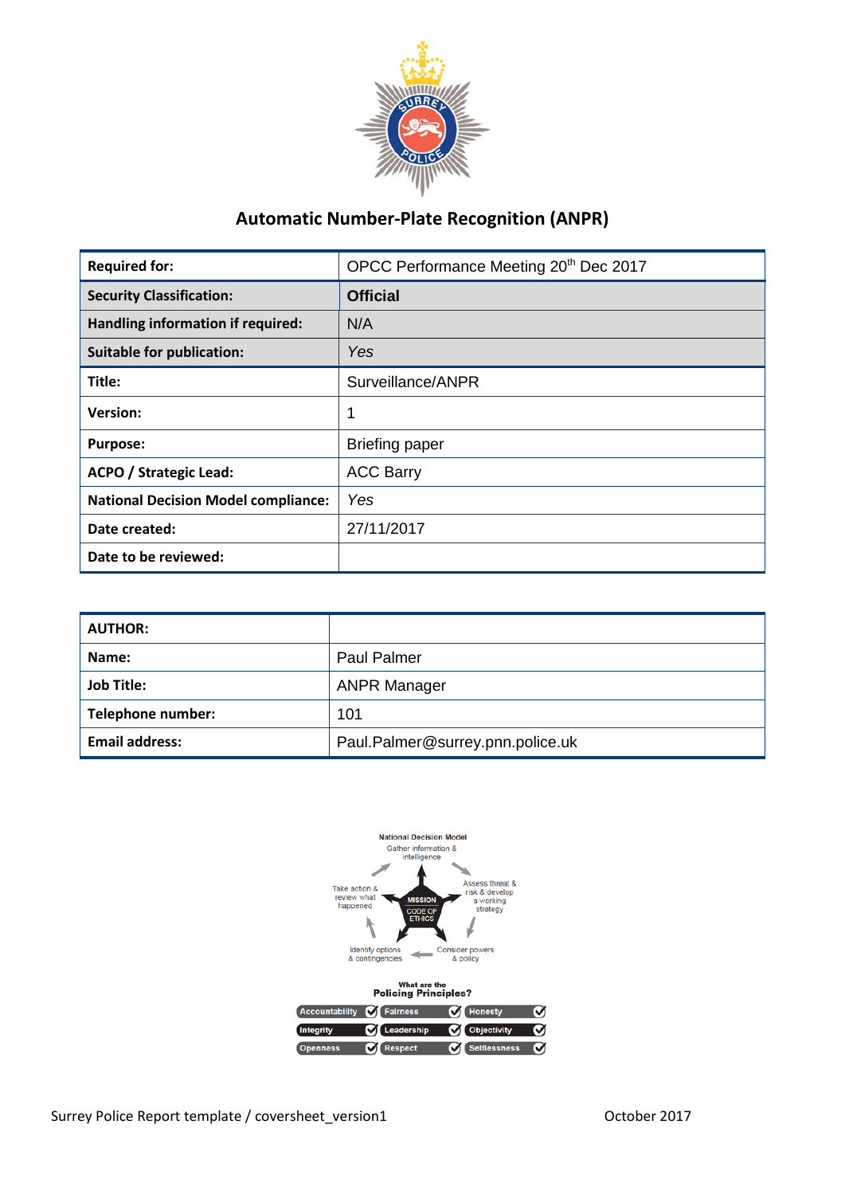# Automatic Number-Plate Recognition (ANPR)

| **Required for:** | OPCC Performance Meeting 20th Dec 2017 |
|---|---|
| **Security Classification:** | **Official** |
| **Handling information if required:** | N/A |
| **Suitable for publication:** | *Yes* |
| **Title:** | Surveillance/ANPR |
| **Version:** | 1 |
| **Purpose:** | Briefing paper |
| **ACPO / Strategic Lead:** | ACC Barry |
| **National Decision Model compliance:** | *Yes* |
| **Date created:** | 27/11/2017 |
| **Date to be reviewed:** | |

| **AUTHOR:** | |
|---|---|
| **Name:** | Paul Palmer |
| **Job Title:** | ANPR Manager |
| **Telephone number:** | 101 |
| **Email address:** | Paul.Palmer@surrey.pnn.police.uk |

National Decision Model

Gather information & intelligence

Assess threat & risk & develop a working strategy

Consider powers & policy

Identify options & contingencies

Take action & review what happened

MISSION

CODE OF ETHICS

What are the Policing Principles?

Accountability, Fairness, Honesty, Integrity, Leadership, Objectivity, Openness, Respect, Selflessness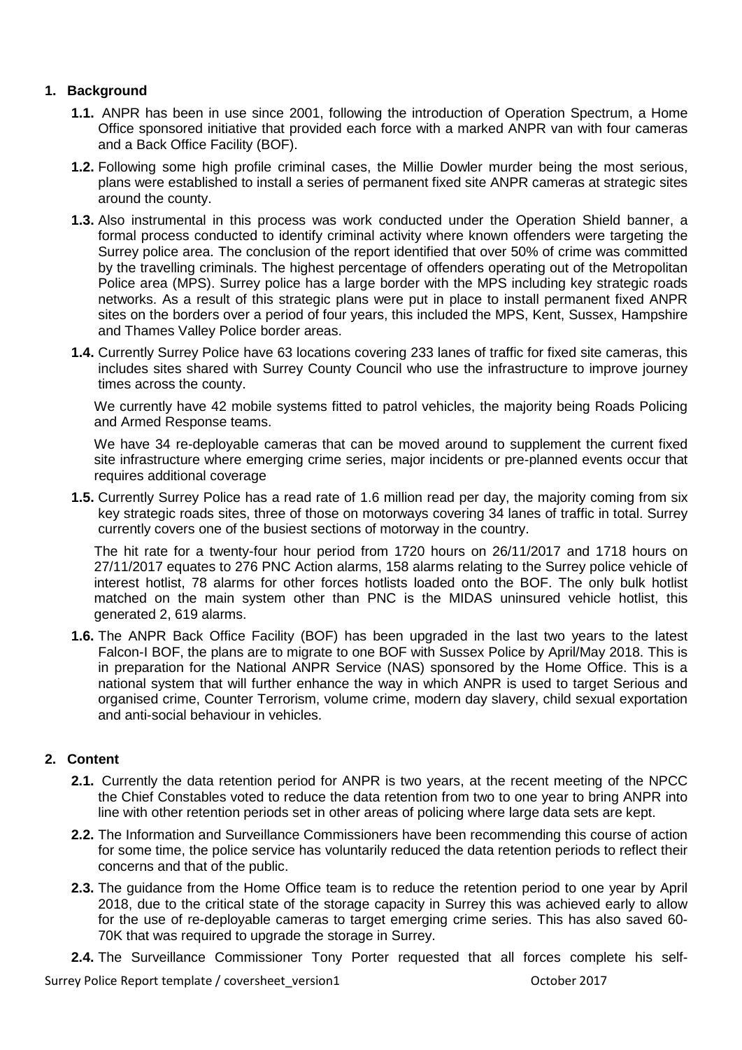## 1. Background

**1.1.** ANPR has been in use since 2001, following the introduction of Operation Spectrum, a Home Office sponsored initiative that provided each force with a marked ANPR van with four cameras and a Back Office Facility (BOF).

**1.2.** Following some high profile criminal cases, the Millie Dowler murder being the most serious, plans were established to install a series of permanent fixed site ANPR cameras at strategic sites around the county.

**1.3.** Also instrumental in this process was work conducted under the Operation Shield banner, a formal process conducted to identify criminal activity where known offenders were targeting the Surrey police area. The conclusion of the report identified that over 50% of crime was committed by the travelling criminals. The highest percentage of offenders operating out of the Metropolitan Police area (MPS). Surrey police has a large border with the MPS including key strategic roads networks. As a result of this strategic plans were put in place to install permanent fixed ANPR sites on the borders over a period of four years, this included the MPS, Kent, Sussex, Hampshire and Thames Valley Police border areas.

**1.4.** Currently Surrey Police have 63 locations covering 233 lanes of traffic for fixed site cameras, this includes sites shared with Surrey County Council who use the infrastructure to improve journey times across the county.

We currently have 42 mobile systems fitted to patrol vehicles, the majority being Roads Policing and Armed Response teams.

We have 34 re-deployable cameras that can be moved around to supplement the current fixed site infrastructure where emerging crime series, major incidents or pre-planned events occur that requires additional coverage

**1.5.** Currently Surrey Police has a read rate of 1.6 million read per day, the majority coming from six key strategic roads sites, three of those on motorways covering 34 lanes of traffic in total. Surrey currently covers one of the busiest sections of motorway in the country.

The hit rate for a twenty-four hour period from 1720 hours on 26/11/2017 and 1718 hours on 27/11/2017 equates to 276 PNC Action alarms, 158 alarms relating to the Surrey police vehicle of interest hotlist, 78 alarms for other forces hotlists loaded onto the BOF. The only bulk hotlist matched on the main system other than PNC is the MIDAS uninsured vehicle hotlist, this generated 2, 619 alarms.

**1.6.** The ANPR Back Office Facility (BOF) has been upgraded in the last two years to the latest Falcon-I BOF, the plans are to migrate to one BOF with Sussex Police by April/May 2018. This is in preparation for the National ANPR Service (NAS) sponsored by the Home Office. This is a national system that will further enhance the way in which ANPR is used to target Serious and organised crime, Counter Terrorism, volume crime, modern day slavery, child sexual exportation and anti-social behaviour in vehicles.

## 2. Content

**2.1.** Currently the data retention period for ANPR is two years, at the recent meeting of the NPCC the Chief Constables voted to reduce the data retention from two to one year to bring ANPR into line with other retention periods set in other areas of policing where large data sets are kept.

**2.2.** The Information and Surveillance Commissioners have been recommending this course of action for some time, the police service has voluntarily reduced the data retention periods to reflect their concerns and that of the public.

**2.3.** The guidance from the Home Office team is to reduce the retention period to one year by April 2018, due to the critical state of the storage capacity in Surrey this was achieved early to allow for the use of re-deployable cameras to target emerging crime series. This has also saved 60-70K that was required to upgrade the storage in Surrey.

**2.4.** The Surveillance Commissioner Tony Porter requested that all forces complete his self-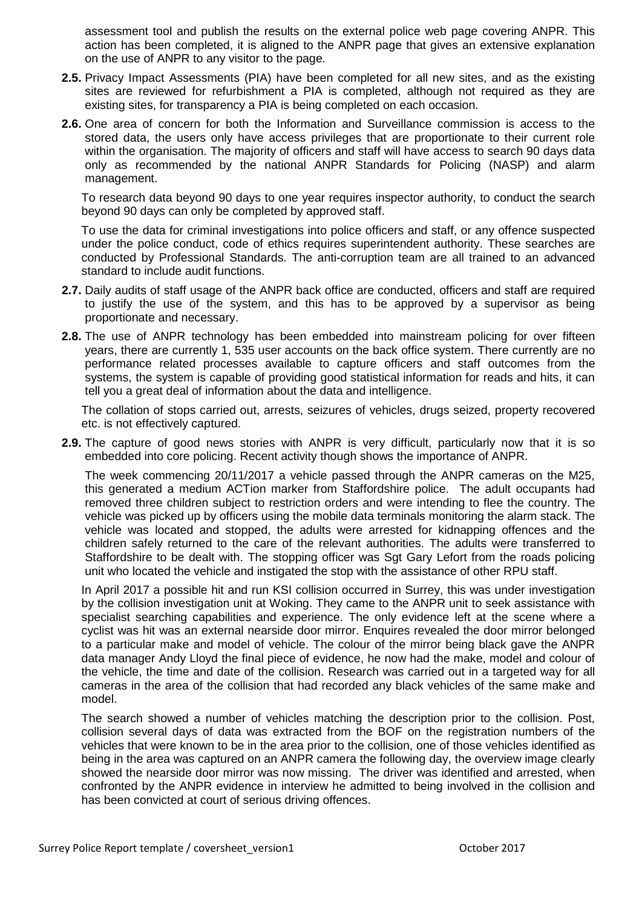assessment tool and publish the results on the external police web page covering ANPR. This action has been completed, it is aligned to the ANPR page that gives an extensive explanation on the use of ANPR to any visitor to the page.

**2.5.** Privacy Impact Assessments (PIA) have been completed for all new sites, and as the existing sites are reviewed for refurbishment a PIA is completed, although not required as they are existing sites, for transparency a PIA is being completed on each occasion.

**2.6.** One area of concern for both the Information and Surveillance commission is access to the stored data, the users only have access privileges that are proportionate to their current role within the organisation. The majority of officers and staff will have access to search 90 days data only as recommended by the national ANPR Standards for Policing (NASP) and alarm management.

To research data beyond 90 days to one year requires inspector authority, to conduct the search beyond 90 days can only be completed by approved staff.

To use the data for criminal investigations into police officers and staff, or any offence suspected under the police conduct, code of ethics requires superintendent authority. These searches are conducted by Professional Standards. The anti-corruption team are all trained to an advanced standard to include audit functions.

**2.7.** Daily audits of staff usage of the ANPR back office are conducted, officers and staff are required to justify the use of the system, and this has to be approved by a supervisor as being proportionate and necessary.

**2.8.** The use of ANPR technology has been embedded into mainstream policing for over fifteen years, there are currently 1, 535 user accounts on the back office system. There currently are no performance related processes available to capture officers and staff outcomes from the systems, the system is capable of providing good statistical information for reads and hits, it can tell you a great deal of information about the data and intelligence.

The collation of stops carried out, arrests, seizures of vehicles, drugs seized, property recovered etc. is not effectively captured.

**2.9.** The capture of good news stories with ANPR is very difficult, particularly now that it is so embedded into core policing. Recent activity though shows the importance of ANPR.

The week commencing 20/11/2017 a vehicle passed through the ANPR cameras on the M25, this generated a medium ACTion marker from Staffordshire police. The adult occupants had removed three children subject to restriction orders and were intending to flee the country. The vehicle was picked up by officers using the mobile data terminals monitoring the alarm stack. The vehicle was located and stopped, the adults were arrested for kidnapping offences and the children safely returned to the care of the relevant authorities. The adults were transferred to Staffordshire to be dealt with. The stopping officer was Sgt Gary Lefort from the roads policing unit who located the vehicle and instigated the stop with the assistance of other RPU staff.

In April 2017 a possible hit and run KSI collision occurred in Surrey, this was under investigation by the collision investigation unit at Woking. They came to the ANPR unit to seek assistance with specialist searching capabilities and experience. The only evidence left at the scene where a cyclist was hit was an external nearside door mirror. Enquires revealed the door mirror belonged to a particular make and model of vehicle. The colour of the mirror being black gave the ANPR data manager Andy Lloyd the final piece of evidence, he now had the make, model and colour of the vehicle, the time and date of the collision. Research was carried out in a targeted way for all cameras in the area of the collision that had recorded any black vehicles of the same make and model.

The search showed a number of vehicles matching the description prior to the collision. Post, collision several days of data was extracted from the BOF on the registration numbers of the vehicles that were known to be in the area prior to the collision, one of those vehicles identified as being in the area was captured on an ANPR camera the following day, the overview image clearly showed the nearside door mirror was now missing. The driver was identified and arrested, when confronted by the ANPR evidence in interview he admitted to being involved in the collision and has been convicted at court of serious driving offences.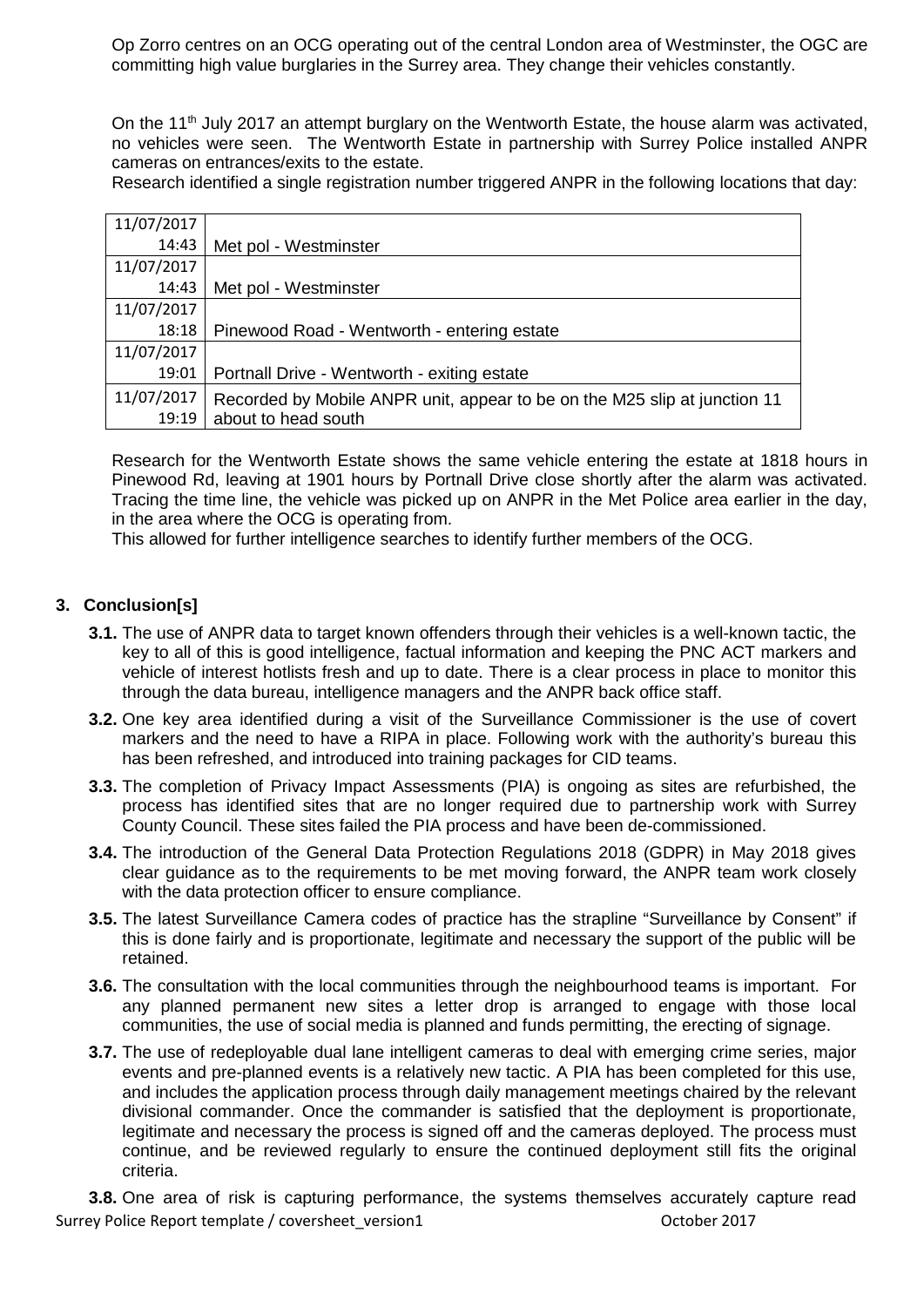Op Zorro centres on an OCG operating out of the central London area of Westminster, the OGC are committing high value burglaries in the Surrey area. They change their vehicles constantly.

On the 11th July 2017 an attempt burglary on the Wentworth Estate, the house alarm was activated, no vehicles were seen. The Wentworth Estate in partnership with Surrey Police installed ANPR cameras on entrances/exits to the estate.

Research identified a single registration number triggered ANPR in the following locations that day:

| Date/Time | Location |
|---|---|
| 11/07/2017 14:43 | Met pol - Westminster |
| 11/07/2017 14:43 | Met pol - Westminster |
| 11/07/2017 18:18 | Pinewood Road - Wentworth - entering estate |
| 11/07/2017 19:01 | Portnall Drive - Wentworth - exiting estate |
| 11/07/2017 19:19 | Recorded by Mobile ANPR unit, appear to be on the M25 slip at junction 11 about to head south |

Research for the Wentworth Estate shows the same vehicle entering the estate at 1818 hours in Pinewood Rd, leaving at 1901 hours by Portnall Drive close shortly after the alarm was activated. Tracing the time line, the vehicle was picked up on ANPR in the Met Police area earlier in the day, in the area where the OCG is operating from.

This allowed for further intelligence searches to identify further members of the OCG.

## 3. Conclusion[s]

**3.1.** The use of ANPR data to target known offenders through their vehicles is a well-known tactic, the key to all of this is good intelligence, factual information and keeping the PNC ACT markers and vehicle of interest hotlists fresh and up to date. There is a clear process in place to monitor this through the data bureau, intelligence managers and the ANPR back office staff.

**3.2.** One key area identified during a visit of the Surveillance Commissioner is the use of covert markers and the need to have a RIPA in place. Following work with the authority's bureau this has been refreshed, and introduced into training packages for CID teams.

**3.3.** The completion of Privacy Impact Assessments (PIA) is ongoing as sites are refurbished, the process has identified sites that are no longer required due to partnership work with Surrey County Council. These sites failed the PIA process and have been de-commissioned.

**3.4.** The introduction of the General Data Protection Regulations 2018 (GDPR) in May 2018 gives clear guidance as to the requirements to be met moving forward, the ANPR team work closely with the data protection officer to ensure compliance.

**3.5.** The latest Surveillance Camera codes of practice has the strapline "Surveillance by Consent" if this is done fairly and is proportionate, legitimate and necessary the support of the public will be retained.

**3.6.** The consultation with the local communities through the neighbourhood teams is important. For any planned permanent new sites a letter drop is arranged to engage with those local communities, the use of social media is planned and funds permitting, the erecting of signage.

**3.7.** The use of redeployable dual lane intelligent cameras to deal with emerging crime series, major events and pre-planned events is a relatively new tactic. A PIA has been completed for this use, and includes the application process through daily management meetings chaired by the relevant divisional commander. Once the commander is satisfied that the deployment is proportionate, legitimate and necessary the process is signed off and the cameras deployed. The process must continue, and be reviewed regularly to ensure the continued deployment still fits the original criteria.

**3.8.** One area of risk is capturing performance, the systems themselves accurately capture read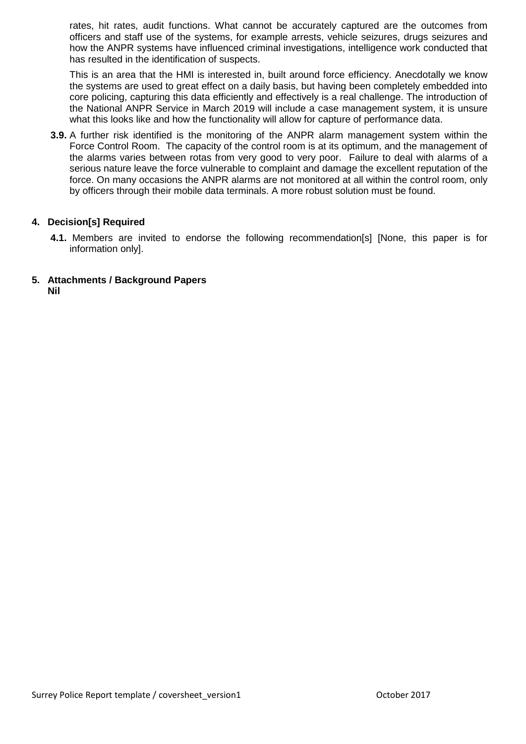rates, hit rates, audit functions. What cannot be accurately captured are the outcomes from officers and staff use of the systems, for example arrests, vehicle seizures, drugs seizures and how the ANPR systems have influenced criminal investigations, intelligence work conducted that has resulted in the identification of suspects.

This is an area that the HMI is interested in, built around force efficiency. Anecdotally we know the systems are used to great effect on a daily basis, but having been completely embedded into core policing, capturing this data efficiently and effectively is a real challenge. The introduction of the National ANPR Service in March 2019 will include a case management system, it is unsure what this looks like and how the functionality will allow for capture of performance data.

**3.9.** A further risk identified is the monitoring of the ANPR alarm management system within the Force Control Room. The capacity of the control room is at its optimum, and the management of the alarms varies between rotas from very good to very poor. Failure to deal with alarms of a serious nature leave the force vulnerable to complaint and damage the excellent reputation of the force. On many occasions the ANPR alarms are not monitored at all within the control room, only by officers through their mobile data terminals. A more robust solution must be found.

## 4. Decision[s] Required

**4.1.** Members are invited to endorse the following recommendation[s] [None, this paper is for information only].

## 5. Attachments / Background Papers

**Nil**